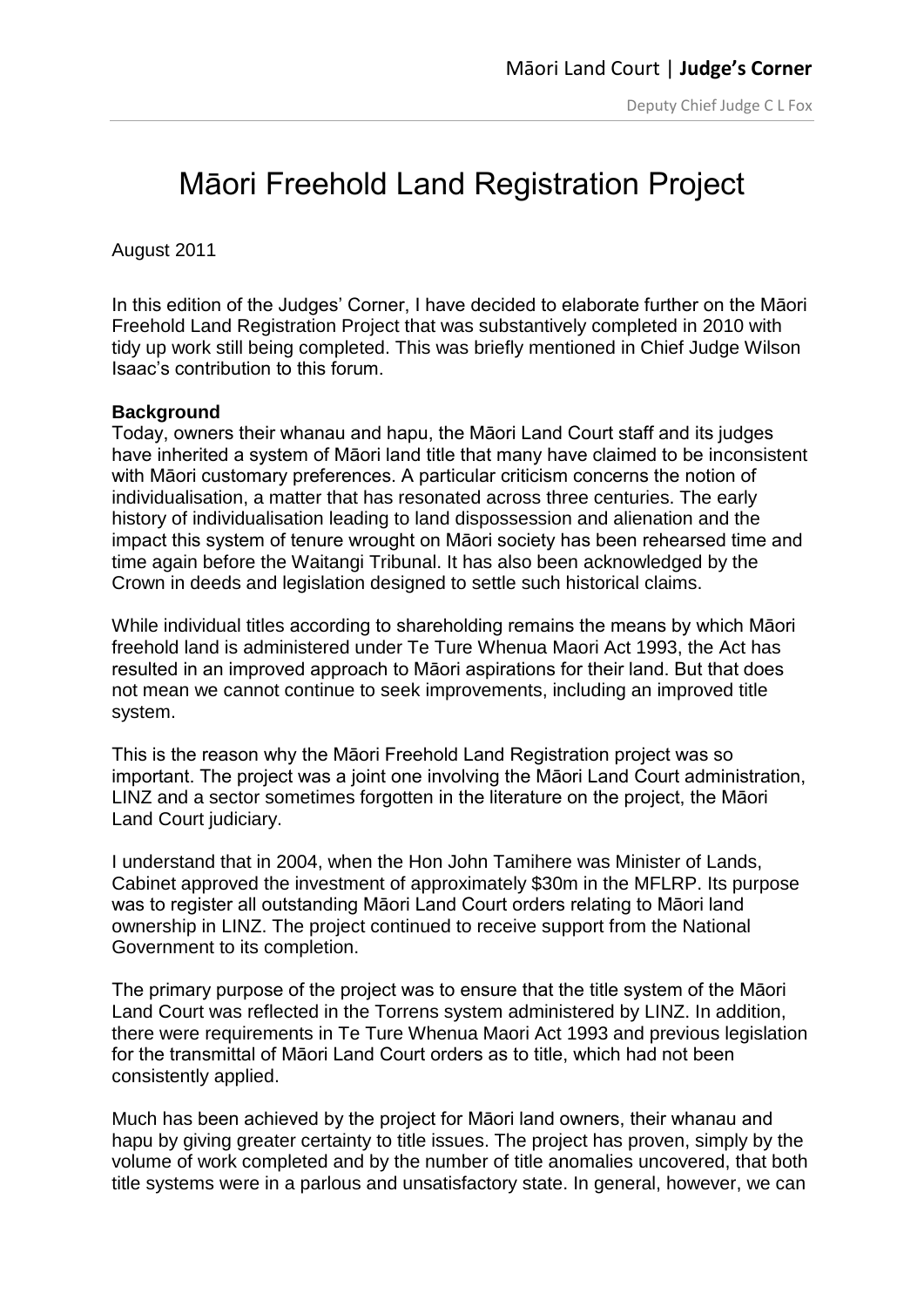# Māori Freehold Land Registration Project

August 2011

In this edition of the Judges' Corner, I have decided to elaborate further on the Māori Freehold Land Registration Project that was substantively completed in 2010 with tidy up work still being completed. This was briefly mentioned in Chief Judge Wilson Isaac's contribution to this forum.

**Background**

Today, owners their whanau and hapu, the Māori Land Court staff and its judges have inherited a system of Māori land title that many have claimed to be inconsistent with Māori customary preferences. A particular criticism concerns the notion of individualisation, a matter that has resonated across three centuries. The early history of individualisation leading to land dispossession and alienation and the impact this system of tenure wrought on Māori society has been rehearsed time and time again before the Waitangi Tribunal. It has also been acknowledged by the Crown in deeds and legislation designed to settle such historical claims.

While individual titles according to shareholding remains the means by which Māori freehold land is administered under Te Ture Whenua Maori Act 1993, the Act has resulted in an improved approach to Māori aspirations for their land. But that does not mean we cannot continue to seek improvements, including an improved title system.

This is the reason why the Māori Freehold Land Registration project was so important. The project was a joint one involving the Māori Land Court administration, LINZ and a sector sometimes forgotten in the literature on the project, the Māori Land Court judiciary.

I understand that in 2004, when the Hon John Tamihere was Minister of Lands, Cabinet approved the investment of approximately $30m in the MFLRP. Its purpose was to register all outstanding Māori Land Court orders relating to Māori land ownership in LINZ. The project continued to receive support from the National Government to its completion.

The primary purpose of the project was to ensure that the title system of the Māori Land Court was reflected in the Torrens system administered by LINZ. In addition, there were requirements in Te Ture Whenua Maori Act 1993 and previous legislation for the transmittal of Māori Land Court orders as to title, which had not been consistently applied.

Much has been achieved by the project for Māori land owners, their whanau and hapu by giving greater certainty to title issues. The project has proven, simply by the volume of work completed and by the number of title anomalies uncovered, that both title systems were in a parlous and unsatisfactory state. In general, however, we can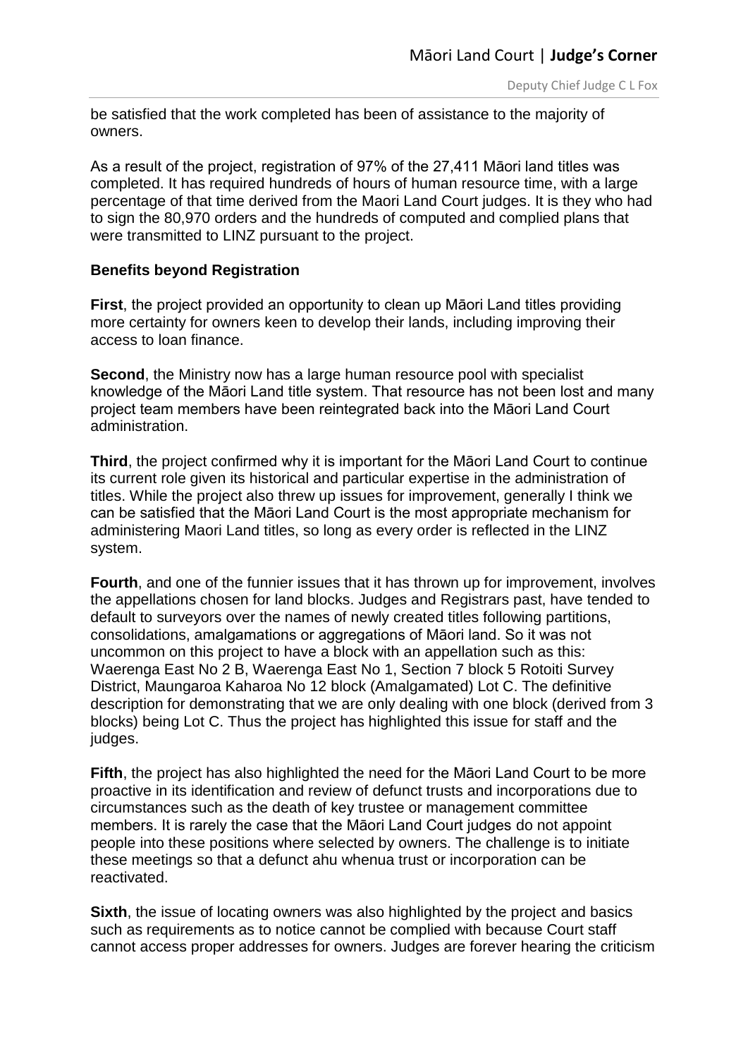be satisfied that the work completed has been of assistance to the majority of owners.

As a result of the project, registration of 97% of the 27,411 Māori land titles was completed. It has required hundreds of hours of human resource time, with a large percentage of that time derived from the Maori Land Court judges. It is they who had to sign the 80,970 orders and the hundreds of computed and complied plans that were transmitted to LINZ pursuant to the project.

**Benefits beyond Registration**

**First**, the project provided an opportunity to clean up Māori Land titles providing more certainty for owners keen to develop their lands, including improving their access to loan finance.

**Second**, the Ministry now has a large human resource pool with specialist knowledge of the Māori Land title system. That resource has not been lost and many project team members have been reintegrated back into the Māori Land Court administration.

**Third**, the project confirmed why it is important for the Māori Land Court to continue its current role given its historical and particular expertise in the administration of titles. While the project also threw up issues for improvement, generally I think we can be satisfied that the Māori Land Court is the most appropriate mechanism for administering Maori Land titles, so long as every order is reflected in the LINZ system.

**Fourth**, and one of the funnier issues that it has thrown up for improvement, involves the appellations chosen for land blocks. Judges and Registrars past, have tended to default to surveyors over the names of newly created titles following partitions, consolidations, amalgamations or aggregations of Māori land. So it was not uncommon on this project to have a block with an appellation such as this: Waerenga East No 2 B, Waerenga East No 1, Section 7 block 5 Rotoiti Survey District, Maungaroa Kaharoa No 12 block (Amalgamated) Lot C. The definitive description for demonstrating that we are only dealing with one block (derived from 3 blocks) being Lot C. Thus the project has highlighted this issue for staff and the judges.

**Fifth**, the project has also highlighted the need for the Māori Land Court to be more proactive in its identification and review of defunct trusts and incorporations due to circumstances such as the death of key trustee or management committee members. It is rarely the case that the Māori Land Court judges do not appoint people into these positions where selected by owners. The challenge is to initiate these meetings so that a defunct ahu whenua trust or incorporation can be reactivated.

**Sixth**, the issue of locating owners was also highlighted by the project and basics such as requirements as to notice cannot be complied with because Court staff cannot access proper addresses for owners. Judges are forever hearing the criticism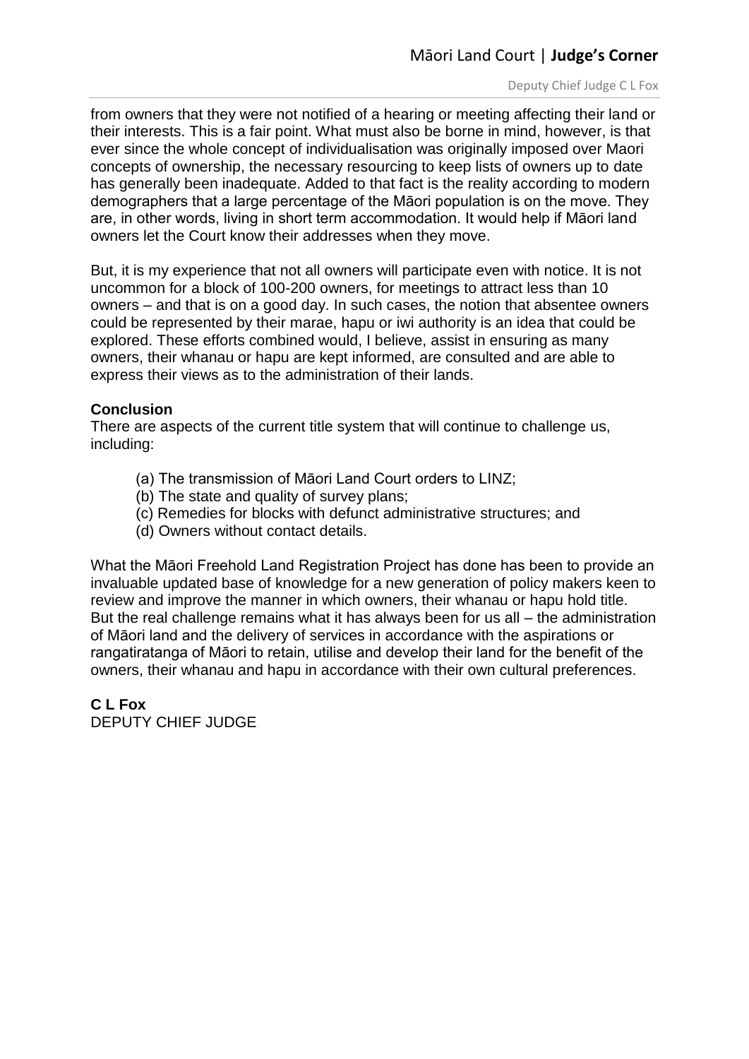from owners that they were not notified of a hearing or meeting affecting their land or their interests. This is a fair point. What must also be borne in mind, however, is that ever since the whole concept of individualisation was originally imposed over Maori concepts of ownership, the necessary resourcing to keep lists of owners up to date has generally been inadequate. Added to that fact is the reality according to modern demographers that a large percentage of the Māori population is on the move. They are, in other words, living in short term accommodation. It would help if Māori land owners let the Court know their addresses when they move.

But, it is my experience that not all owners will participate even with notice. It is not uncommon for a block of 100-200 owners, for meetings to attract less than 10 owners – and that is on a good day. In such cases, the notion that absentee owners could be represented by their marae, hapu or iwi authority is an idea that could be explored. These efforts combined would, I believe, assist in ensuring as many owners, their whanau or hapu are kept informed, are consulted and are able to express their views as to the administration of their lands.

**Conclusion**

There are aspects of the current title system that will continue to challenge us, including:

(a) The transmission of Māori Land Court orders to LINZ;
(b) The state and quality of survey plans;
(c) Remedies for blocks with defunct administrative structures; and
(d) Owners without contact details.

What the Māori Freehold Land Registration Project has done has been to provide an invaluable updated base of knowledge for a new generation of policy makers keen to review and improve the manner in which owners, their whanau or hapu hold title. But the real challenge remains what it has always been for us all – the administration of Māori land and the delivery of services in accordance with the aspirations or rangatiratanga of Māori to retain, utilise and develop their land for the benefit of the owners, their whanau and hapu in accordance with their own cultural preferences.

**C L Fox**
DEPUTY CHIEF JUDGE